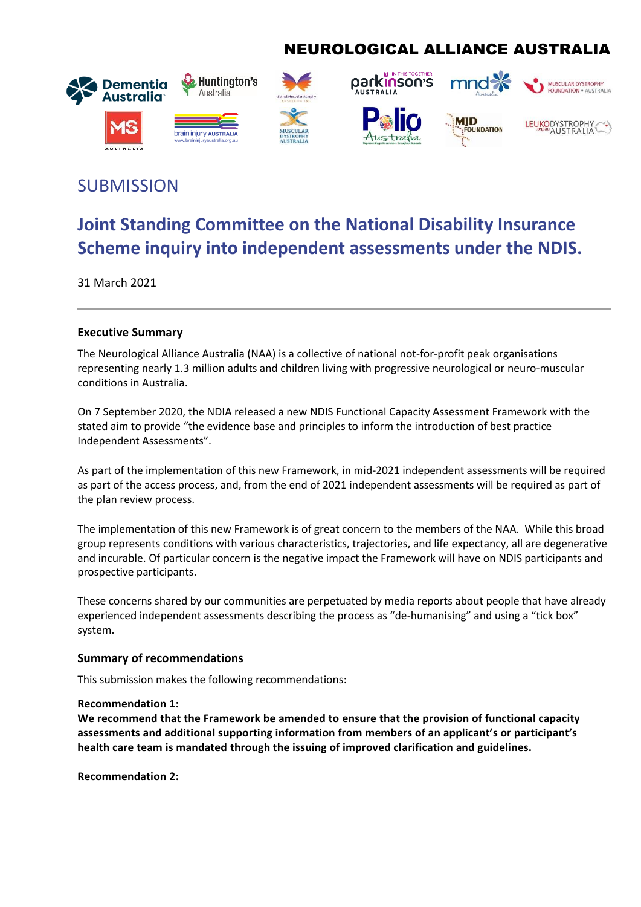# NEUROLOGICAL ALLIANCE AUSTRALIA

## SUBMISSION

## Joint Standing Committee on the National Disability Insurance Scheme inquiry into independent assessments under the NDIS.

31 March 2021

### Executive Summary

The Neurological Alliance Australia (NAA) is a collective of national not-for-profit peak organisations representing nearly 1.3 million adults and children living with progressive neurological or neuro-muscular conditions in Australia.

On 7 September 2020, the NDIA released a new NDIS Functional Capacity Assessment Framework with the stated aim to provide "the evidence base and principles to inform the introduction of best practice Independent Assessments".

As part of the implementation of this new Framework, in mid-2021 independent assessments will be required as part of the access process, and, from the end of 2021 independent assessments will be required as part of the plan review process.

The implementation of this new Framework is of great concern to the members of the NAA. While this broad group represents conditions with various characteristics, trajectories, and life expectancy, all are degenerative and incurable. Of particular concern is the negative impact the Framework will have on NDIS participants and prospective participants.

These concerns shared by our communities are perpetuated by media reports about people that have already experienced independent assessments describing the process as "de-humanising" and using a "tick box" system.

### Summary of recommendations

This submission makes the following recommendations:

**Recommendation 1:**
**We recommend that the Framework be amended to ensure that the provision of functional capacity assessments and additional supporting information from members of an applicant's or participant's health care team is mandated through the issuing of improved clarification and guidelines.**

**Recommendation 2:**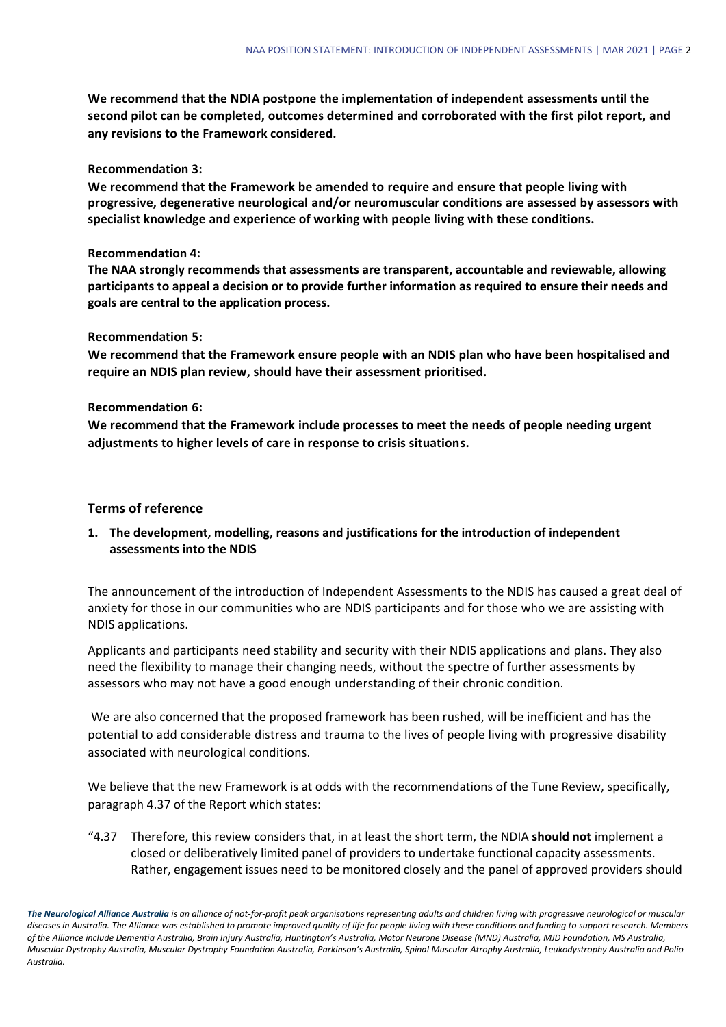**We recommend that the NDIA postpone the implementation of independent assessments until the second pilot can be completed, outcomes determined and corroborated with the first pilot report, and any revisions to the Framework considered.**

**Recommendation 3:**

**We recommend that the Framework be amended to require and ensure that people living with progressive, degenerative neurological and/or neuromuscular conditions are assessed by assessors with specialist knowledge and experience of working with people living with these conditions.**

**Recommendation 4:**

**The NAA strongly recommends that assessments are transparent, accountable and reviewable, allowing participants to appeal a decision or to provide further information as required to ensure their needs and goals are central to the application process.**

**Recommendation 5:**

**We recommend that the Framework ensure people with an NDIS plan who have been hospitalised and require an NDIS plan review, should have their assessment prioritised.**

**Recommendation 6:**

**We recommend that the Framework include processes to meet the needs of people needing urgent adjustments to higher levels of care in response to crisis situations.**

## Terms of reference

1. **The development, modelling, reasons and justifications for the introduction of independent assessments into the NDIS**

The announcement of the introduction of Independent Assessments to the NDIS has caused a great deal of anxiety for those in our communities who are NDIS participants and for those who we are assisting with NDIS applications.

Applicants and participants need stability and security with their NDIS applications and plans. They also need the flexibility to manage their changing needs, without the spectre of further assessments by assessors who may not have a good enough understanding of their chronic condition.

We are also concerned that the proposed framework has been rushed, will be inefficient and has the potential to add considerable distress and trauma to the lives of people living with progressive disability associated with neurological conditions.

We believe that the new Framework is at odds with the recommendations of the Tune Review, specifically, paragraph 4.37 of the Report which states:

"4.37 Therefore, this review considers that, in at least the short term, the NDIA **should not** implement a closed or deliberatively limited panel of providers to undertake functional capacity assessments. Rather, engagement issues need to be monitored closely and the panel of approved providers should

*The Neurological Alliance Australia is an alliance of not-for-profit peak organisations representing adults and children living with progressive neurological or muscular diseases in Australia. The Alliance was established to promote improved quality of life for people living with these conditions and funding to support research. Members of the Alliance include Dementia Australia, Brain Injury Australia, Huntington's Australia, Motor Neurone Disease (MND) Australia, MJD Foundation, MS Australia, Muscular Dystrophy Australia, Muscular Dystrophy Foundation Australia, Parkinson's Australia, Spinal Muscular Atrophy Australia, Leukodystrophy Australia and Polio Australia.*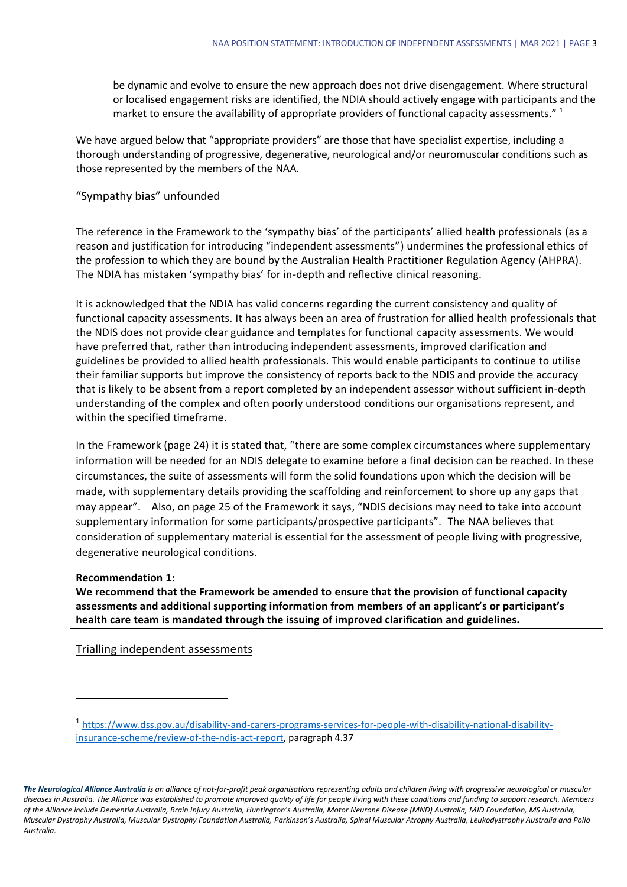> be dynamic and evolve to ensure the new approach does not drive disengagement. Where structural or localised engagement risks are identified, the NDIA should actively engage with participants and the market to ensure the availability of appropriate providers of functional capacity assessments." [1]

We have argued below that "appropriate providers" are those that have specialist expertise, including a thorough understanding of progressive, degenerative, neurological and/or neuromuscular conditions such as those represented by the members of the NAA.

## "Sympathy bias" unfounded

The reference in the Framework to the 'sympathy bias' of the participants' allied health professionals (as a reason and justification for introducing "independent assessments") undermines the professional ethics of the profession to which they are bound by the Australian Health Practitioner Regulation Agency (AHPRA). The NDIA has mistaken 'sympathy bias' for in-depth and reflective clinical reasoning.

It is acknowledged that the NDIA has valid concerns regarding the current consistency and quality of functional capacity assessments. It has always been an area of frustration for allied health professionals that the NDIS does not provide clear guidance and templates for functional capacity assessments. We would have preferred that, rather than introducing independent assessments, improved clarification and guidelines be provided to allied health professionals. This would enable participants to continue to utilise their familiar supports but improve the consistency of reports back to the NDIS and provide the accuracy that is likely to be absent from a report completed by an independent assessor without sufficient in-depth understanding of the complex and often poorly understood conditions our organisations represent, and within the specified timeframe.

In the Framework (page 24) it is stated that, "there are some complex circumstances where supplementary information will be needed for an NDIS delegate to examine before a final decision can be reached. In these circumstances, the suite of assessments will form the solid foundations upon which the decision will be made, with supplementary details providing the scaffolding and reinforcement to shore up any gaps that may appear". Also, on page 25 of the Framework it says, "NDIS decisions may need to take into account supplementary information for some participants/prospective participants". The NAA believes that consideration of supplementary material is essential for the assessment of people living with progressive, degenerative neurological conditions.

**Recommendation 1:**
**We recommend that the Framework be amended to ensure that the provision of functional capacity assessments and additional supporting information from members of an applicant's or participant's health care team is mandated through the issuing of improved clarification and guidelines.**

## Trialling independent assessments

---

[1] https://www.dss.gov.au/disability-and-carers-programs-services-for-people-with-disability-national-disability-insurance-scheme/review-of-the-ndis-act-report, paragraph 4.37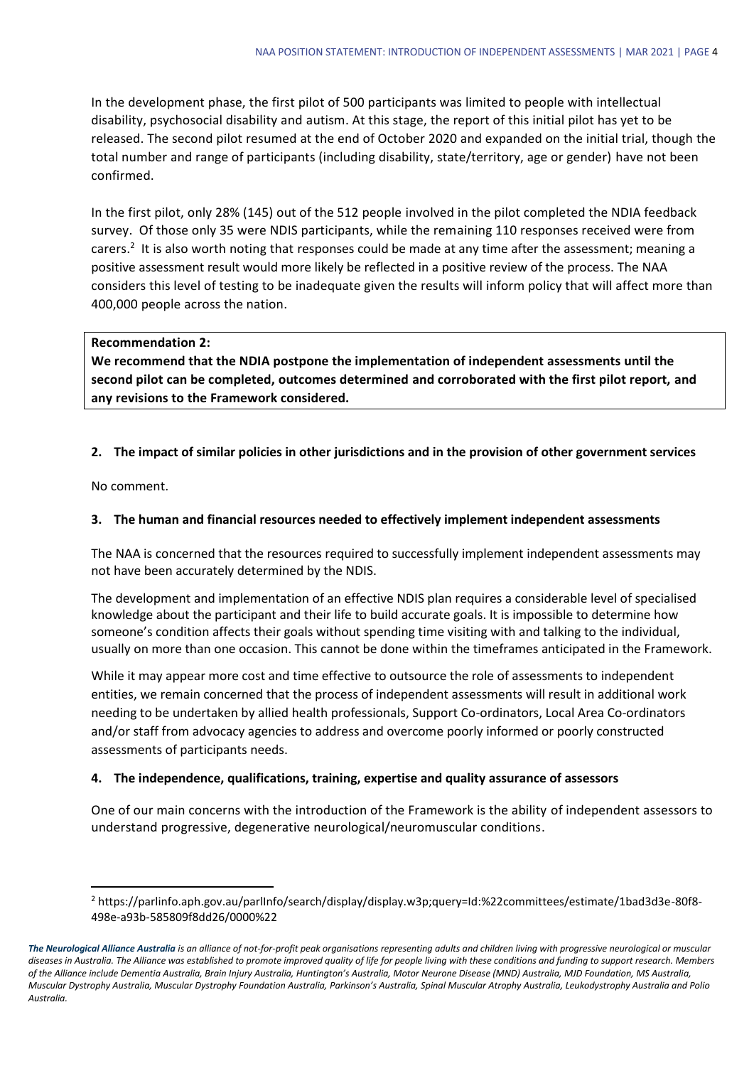In the development phase, the first pilot of 500 participants was limited to people with intellectual disability, psychosocial disability and autism. At this stage, the report of this initial pilot has yet to be released. The second pilot resumed at the end of October 2020 and expanded on the initial trial, though the total number and range of participants (including disability, state/territory, age or gender) have not been confirmed.

In the first pilot, only 28% (145) out of the 512 people involved in the pilot completed the NDIA feedback survey. Of those only 35 were NDIS participants, while the remaining 110 responses received were from carers.[2] It is also worth noting that responses could be made at any time after the assessment; meaning a positive assessment result would more likely be reflected in a positive review of the process. The NAA considers this level of testing to be inadequate given the results will inform policy that will affect more than 400,000 people across the nation.

**Recommendation 2:**
**We recommend that the NDIA postpone the implementation of independent assessments until the second pilot can be completed, outcomes determined and corroborated with the first pilot report, and any revisions to the Framework considered.**

**2. The impact of similar policies in other jurisdictions and in the provision of other government services**

No comment.

**3. The human and financial resources needed to effectively implement independent assessments**

The NAA is concerned that the resources required to successfully implement independent assessments may not have been accurately determined by the NDIS.

The development and implementation of an effective NDIS plan requires a considerable level of specialised knowledge about the participant and their life to build accurate goals. It is impossible to determine how someone's condition affects their goals without spending time visiting with and talking to the individual, usually on more than one occasion. This cannot be done within the timeframes anticipated in the Framework.

While it may appear more cost and time effective to outsource the role of assessments to independent entities, we remain concerned that the process of independent assessments will result in additional work needing to be undertaken by allied health professionals, Support Co-ordinators, Local Area Co-ordinators and/or staff from advocacy agencies to address and overcome poorly informed or poorly constructed assessments of participants needs.

**4. The independence, qualifications, training, expertise and quality assurance of assessors**

One of our main concerns with the introduction of the Framework is the ability of independent assessors to understand progressive, degenerative neurological/neuromuscular conditions.

[2] https://parlinfo.aph.gov.au/parlInfo/search/display/display.w3p;query=Id:%22committees/estimate/1bad3d3e-80f8-498e-a93b-585809f8dd26/0000%22

***The Neurological Alliance Australia** is an alliance of not-for-profit peak organisations representing adults and children living with progressive neurological or muscular diseases in Australia. The Alliance was established to promote improved quality of life for people living with these conditions and funding to support research. Members of the Alliance include Dementia Australia, Brain Injury Australia, Huntington's Australia, Motor Neurone Disease (MND) Australia, MJD Foundation, MS Australia, Muscular Dystrophy Australia, Muscular Dystrophy Foundation Australia, Parkinson's Australia, Spinal Muscular Atrophy Australia, Leukodystrophy Australia and Polio Australia.*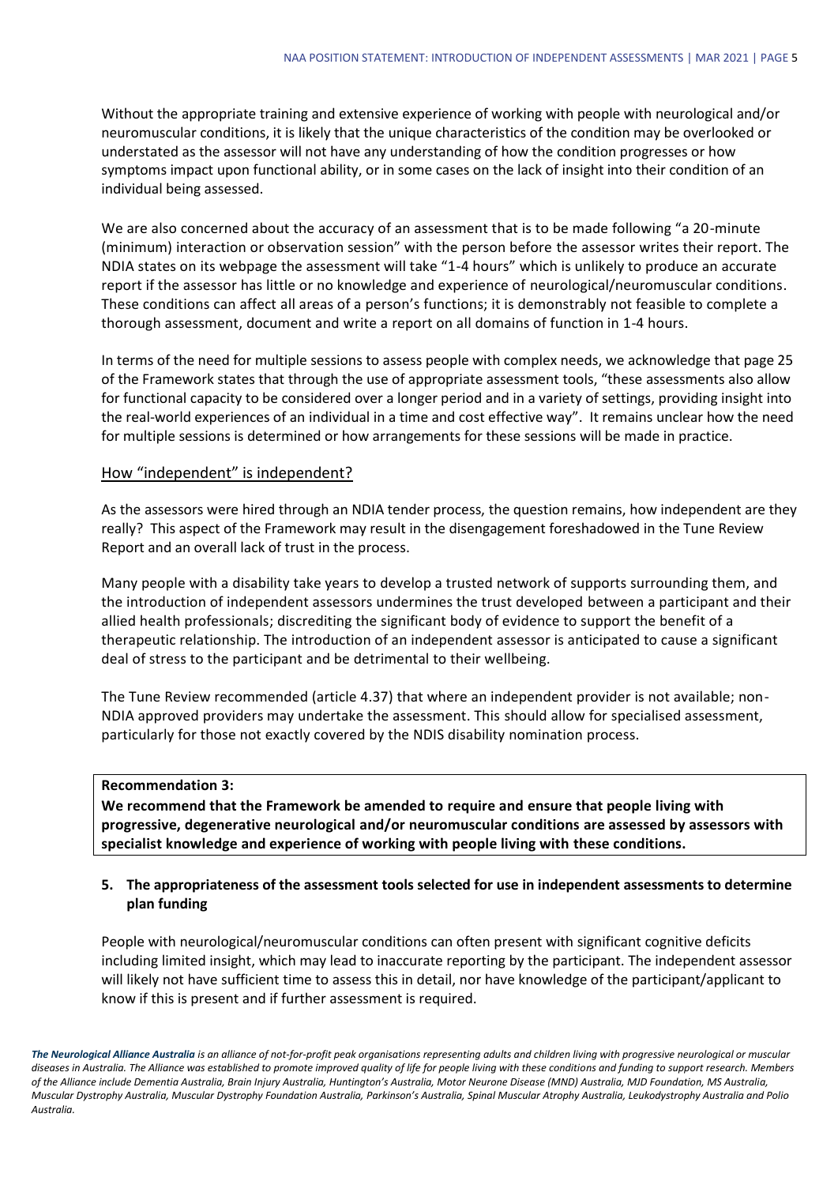Without the appropriate training and extensive experience of working with people with neurological and/or neuromuscular conditions, it is likely that the unique characteristics of the condition may be overlooked or understated as the assessor will not have any understanding of how the condition progresses or how symptoms impact upon functional ability, or in some cases on the lack of insight into their condition of an individual being assessed.

We are also concerned about the accuracy of an assessment that is to be made following "a 20-minute (minimum) interaction or observation session" with the person before the assessor writes their report. The NDIA states on its webpage the assessment will take "1-4 hours" which is unlikely to produce an accurate report if the assessor has little or no knowledge and experience of neurological/neuromuscular conditions. These conditions can affect all areas of a person's functions; it is demonstrably not feasible to complete a thorough assessment, document and write a report on all domains of function in 1-4 hours.

In terms of the need for multiple sessions to assess people with complex needs, we acknowledge that page 25 of the Framework states that through the use of appropriate assessment tools, "these assessments also allow for functional capacity to be considered over a longer period and in a variety of settings, providing insight into the real-world experiences of an individual in a time and cost effective way". It remains unclear how the need for multiple sessions is determined or how arrangements for these sessions will be made in practice.

### How "independent" is independent?

As the assessors were hired through an NDIA tender process, the question remains, how independent are they really? This aspect of the Framework may result in the disengagement foreshadowed in the Tune Review Report and an overall lack of trust in the process.

Many people with a disability take years to develop a trusted network of supports surrounding them, and the introduction of independent assessors undermines the trust developed between a participant and their allied health professionals; discrediting the significant body of evidence to support the benefit of a therapeutic relationship. The introduction of an independent assessor is anticipated to cause a significant deal of stress to the participant and be detrimental to their wellbeing.

The Tune Review recommended (article 4.37) that where an independent provider is not available; non-NDIA approved providers may undertake the assessment. This should allow for specialised assessment, particularly for those not exactly covered by the NDIS disability nomination process.

**Recommendation 3:**
**We recommend that the Framework be amended to require and ensure that people living with progressive, degenerative neurological and/or neuromuscular conditions are assessed by assessors with specialist knowledge and experience of working with people living with these conditions.**

## 5. The appropriateness of the assessment tools selected for use in independent assessments to determine plan funding

People with neurological/neuromuscular conditions can often present with significant cognitive deficits including limited insight, which may lead to inaccurate reporting by the participant. The independent assessor will likely not have sufficient time to assess this in detail, nor have knowledge of the participant/applicant to know if this is present and if further assessment is required.

*The Neurological Alliance Australia is an alliance of not-for-profit peak organisations representing adults and children living with progressive neurological or muscular diseases in Australia. The Alliance was established to promote improved quality of life for people living with these conditions and funding to support research. Members of the Alliance include Dementia Australia, Brain Injury Australia, Huntington's Australia, Motor Neurone Disease (MND) Australia, MJD Foundation, MS Australia, Muscular Dystrophy Australia, Muscular Dystrophy Foundation Australia, Parkinson's Australia, Spinal Muscular Atrophy Australia, Leukodystrophy Australia and Polio Australia.*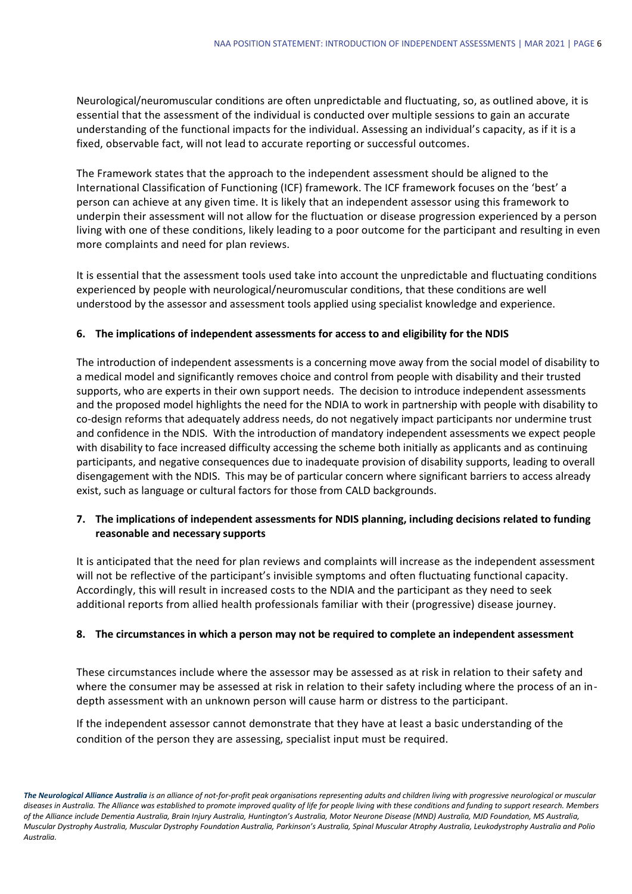Neurological/neuromuscular conditions are often unpredictable and fluctuating, so, as outlined above, it is essential that the assessment of the individual is conducted over multiple sessions to gain an accurate understanding of the functional impacts for the individual. Assessing an individual's capacity, as if it is a fixed, observable fact, will not lead to accurate reporting or successful outcomes.

The Framework states that the approach to the independent assessment should be aligned to the International Classification of Functioning (ICF) framework. The ICF framework focuses on the 'best' a person can achieve at any given time. It is likely that an independent assessor using this framework to underpin their assessment will not allow for the fluctuation or disease progression experienced by a person living with one of these conditions, likely leading to a poor outcome for the participant and resulting in even more complaints and need for plan reviews.

It is essential that the assessment tools used take into account the unpredictable and fluctuating conditions experienced by people with neurological/neuromuscular conditions, that these conditions are well understood by the assessor and assessment tools applied using specialist knowledge and experience.

**6. The implications of independent assessments for access to and eligibility for the NDIS**

The introduction of independent assessments is a concerning move away from the social model of disability to a medical model and significantly removes choice and control from people with disability and their trusted supports, who are experts in their own support needs. The decision to introduce independent assessments and the proposed model highlights the need for the NDIA to work in partnership with people with disability to co-design reforms that adequately address needs, do not negatively impact participants nor undermine trust and confidence in the NDIS. With the introduction of mandatory independent assessments we expect people with disability to face increased difficulty accessing the scheme both initially as applicants and as continuing participants, and negative consequences due to inadequate provision of disability supports, leading to overall disengagement with the NDIS. This may be of particular concern where significant barriers to access already exist, such as language or cultural factors for those from CALD backgrounds.

**7. The implications of independent assessments for NDIS planning, including decisions related to funding reasonable and necessary supports**

It is anticipated that the need for plan reviews and complaints will increase as the independent assessment will not be reflective of the participant's invisible symptoms and often fluctuating functional capacity. Accordingly, this will result in increased costs to the NDIA and the participant as they need to seek additional reports from allied health professionals familiar with their (progressive) disease journey.

**8. The circumstances in which a person may not be required to complete an independent assessment**

These circumstances include where the assessor may be assessed as at risk in relation to their safety and where the consumer may be assessed at risk in relation to their safety including where the process of an in-depth assessment with an unknown person will cause harm or distress to the participant.

If the independent assessor cannot demonstrate that they have at least a basic understanding of the condition of the person they are assessing, specialist input must be required.

***The Neurological Alliance Australia*** *is an alliance of not-for-profit peak organisations representing adults and children living with progressive neurological or muscular diseases in Australia. The Alliance was established to promote improved quality of life for people living with these conditions and funding to support research. Members of the Alliance include Dementia Australia, Brain Injury Australia, Huntington's Australia, Motor Neurone Disease (MND) Australia, MJD Foundation, MS Australia, Muscular Dystrophy Australia, Muscular Dystrophy Foundation Australia, Parkinson's Australia, Spinal Muscular Atrophy Australia, Leukodystrophy Australia and Polio Australia.*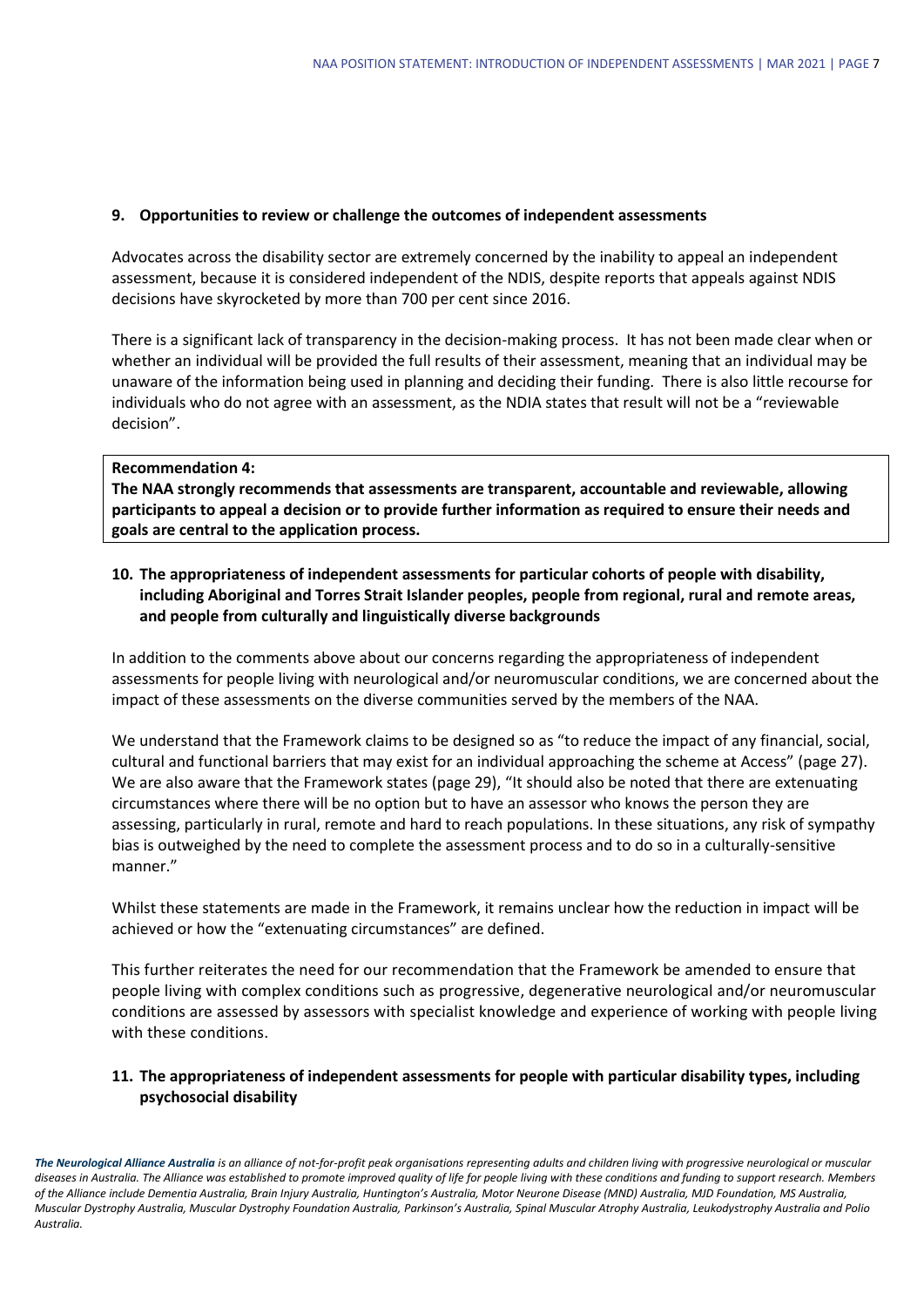## 9. Opportunities to review or challenge the outcomes of independent assessments

Advocates across the disability sector are extremely concerned by the inability to appeal an independent assessment, because it is considered independent of the NDIS, despite reports that appeals against NDIS decisions have skyrocketed by more than 700 per cent since 2016.

There is a significant lack of transparency in the decision-making process. It has not been made clear when or whether an individual will be provided the full results of their assessment, meaning that an individual may be unaware of the information being used in planning and deciding their funding. There is also little recourse for individuals who do not agree with an assessment, as the NDIA states that result will not be a "reviewable decision".

**Recommendation 4:**
**The NAA strongly recommends that assessments are transparent, accountable and reviewable, allowing participants to appeal a decision or to provide further information as required to ensure their needs and goals are central to the application process.**

## 10. The appropriateness of independent assessments for particular cohorts of people with disability, including Aboriginal and Torres Strait Islander peoples, people from regional, rural and remote areas, and people from culturally and linguistically diverse backgrounds

In addition to the comments above about our concerns regarding the appropriateness of independent assessments for people living with neurological and/or neuromuscular conditions, we are concerned about the impact of these assessments on the diverse communities served by the members of the NAA.

We understand that the Framework claims to be designed so as "to reduce the impact of any financial, social, cultural and functional barriers that may exist for an individual approaching the scheme at Access" (page 27). We are also aware that the Framework states (page 29), "It should also be noted that there are extenuating circumstances where there will be no option but to have an assessor who knows the person they are assessing, particularly in rural, remote and hard to reach populations. In these situations, any risk of sympathy bias is outweighed by the need to complete the assessment process and to do so in a culturally-sensitive manner."

Whilst these statements are made in the Framework, it remains unclear how the reduction in impact will be achieved or how the "extenuating circumstances" are defined.

This further reiterates the need for our recommendation that the Framework be amended to ensure that people living with complex conditions such as progressive, degenerative neurological and/or neuromuscular conditions are assessed by assessors with specialist knowledge and experience of working with people living with these conditions.

## 11. The appropriateness of independent assessments for people with particular disability types, including psychosocial disability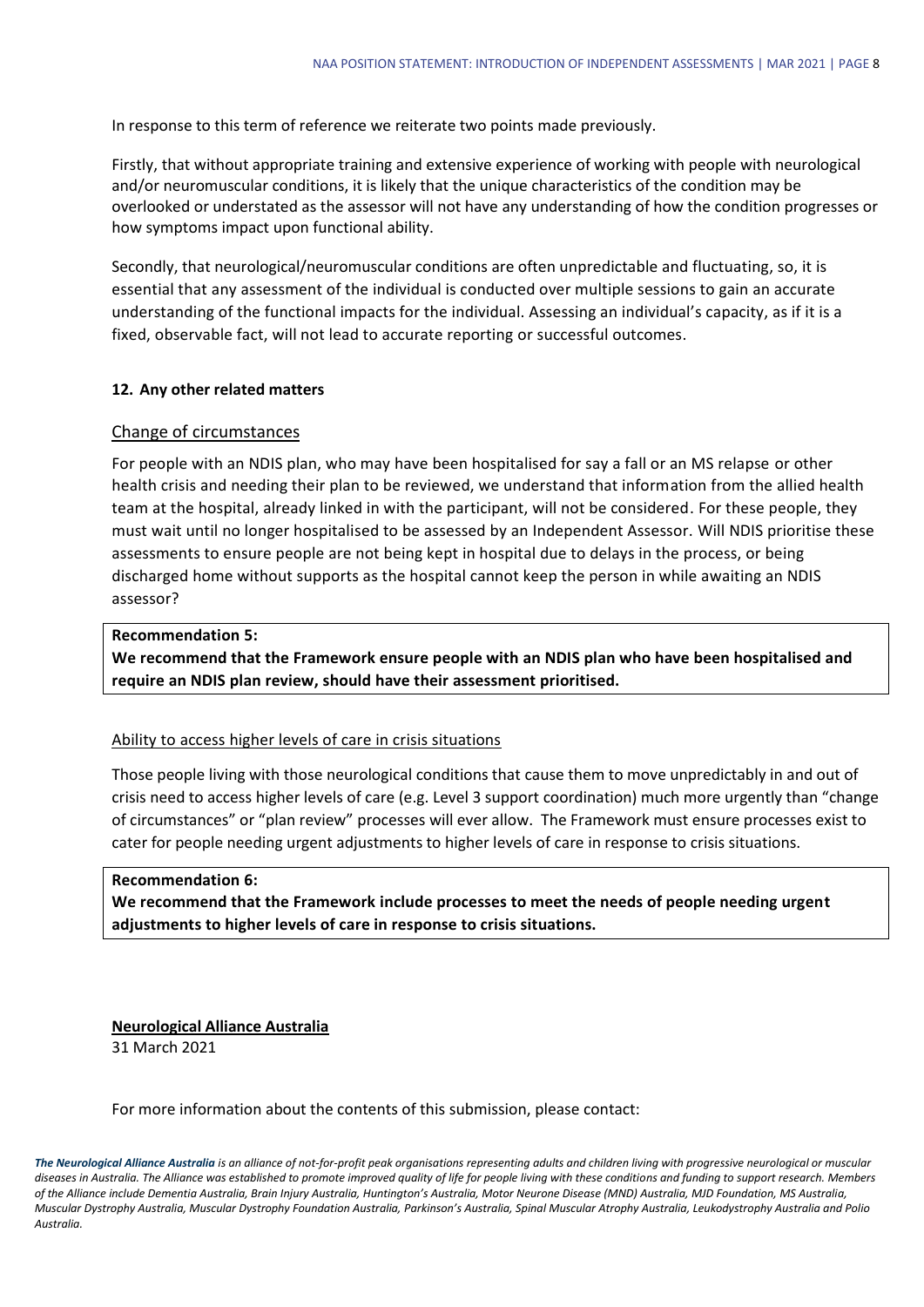In response to this term of reference we reiterate two points made previously.

Firstly, that without appropriate training and extensive experience of working with people with neurological and/or neuromuscular conditions, it is likely that the unique characteristics of the condition may be overlooked or understated as the assessor will not have any understanding of how the condition progresses or how symptoms impact upon functional ability.

Secondly, that neurological/neuromuscular conditions are often unpredictable and fluctuating, so, it is essential that any assessment of the individual is conducted over multiple sessions to gain an accurate understanding of the functional impacts for the individual. Assessing an individual's capacity, as if it is a fixed, observable fact, will not lead to accurate reporting or successful outcomes.

**12. Any other related matters**

<u>Change of circumstances</u>

For people with an NDIS plan, who may have been hospitalised for say a fall or an MS relapse or other health crisis and needing their plan to be reviewed, we understand that information from the allied health team at the hospital, already linked in with the participant, will not be considered. For these people, they must wait until no longer hospitalised to be assessed by an Independent Assessor. Will NDIS prioritise these assessments to ensure people are not being kept in hospital due to delays in the process, or being discharged home without supports as the hospital cannot keep the person in while awaiting an NDIS assessor?

**Recommendation 5:**
**We recommend that the Framework ensure people with an NDIS plan who have been hospitalised and require an NDIS plan review, should have their assessment prioritised.**

<u>Ability to access higher levels of care in crisis situations</u>

Those people living with those neurological conditions that cause them to move unpredictably in and out of crisis need to access higher levels of care (e.g. Level 3 support coordination) much more urgently than "change of circumstances" or "plan review" processes will ever allow. The Framework must ensure processes exist to cater for people needing urgent adjustments to higher levels of care in response to crisis situations.

**Recommendation 6:**
**We recommend that the Framework include processes to meet the needs of people needing urgent adjustments to higher levels of care in response to crisis situations.**

**<u>Neurological Alliance Australia</u>**
31 March 2021

For more information about the contents of this submission, please contact:

***The Neurological Alliance Australia*** *is an alliance of not-for-profit peak organisations representing adults and children living with progressive neurological or muscular diseases in Australia. The Alliance was established to promote improved quality of life for people living with these conditions and funding to support research. Members of the Alliance include Dementia Australia, Brain Injury Australia, Huntington's Australia, Motor Neurone Disease (MND) Australia, MJD Foundation, MS Australia, Muscular Dystrophy Australia, Muscular Dystrophy Foundation Australia, Parkinson's Australia, Spinal Muscular Atrophy Australia, Leukodystrophy Australia and Polio Australia.*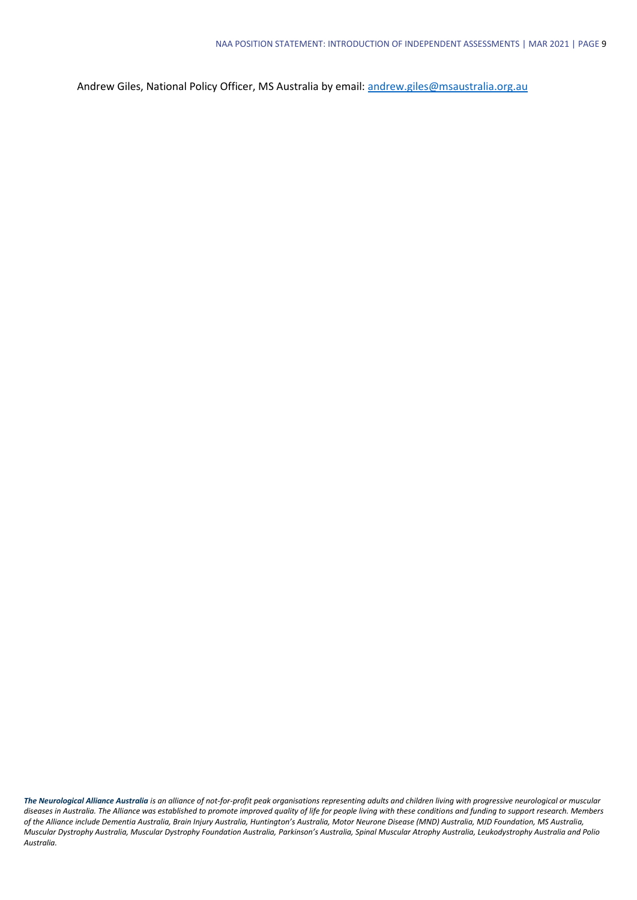Andrew Giles, National Policy Officer, MS Australia by email: [andrew.giles@msaustralia.org.au](mailto:andrew.giles@msaustralia.org.au)

***The Neurological Alliance Australia** is an alliance of not-for-profit peak organisations representing adults and children living with progressive neurological or muscular diseases in Australia. The Alliance was established to promote improved quality of life for people living with these conditions and funding to support research. Members of the Alliance include Dementia Australia, Brain Injury Australia, Huntington's Australia, Motor Neurone Disease (MND) Australia, MJD Foundation, MS Australia, Muscular Dystrophy Australia, Muscular Dystrophy Foundation Australia, Parkinson's Australia, Spinal Muscular Atrophy Australia, Leukodystrophy Australia and Polio Australia.*